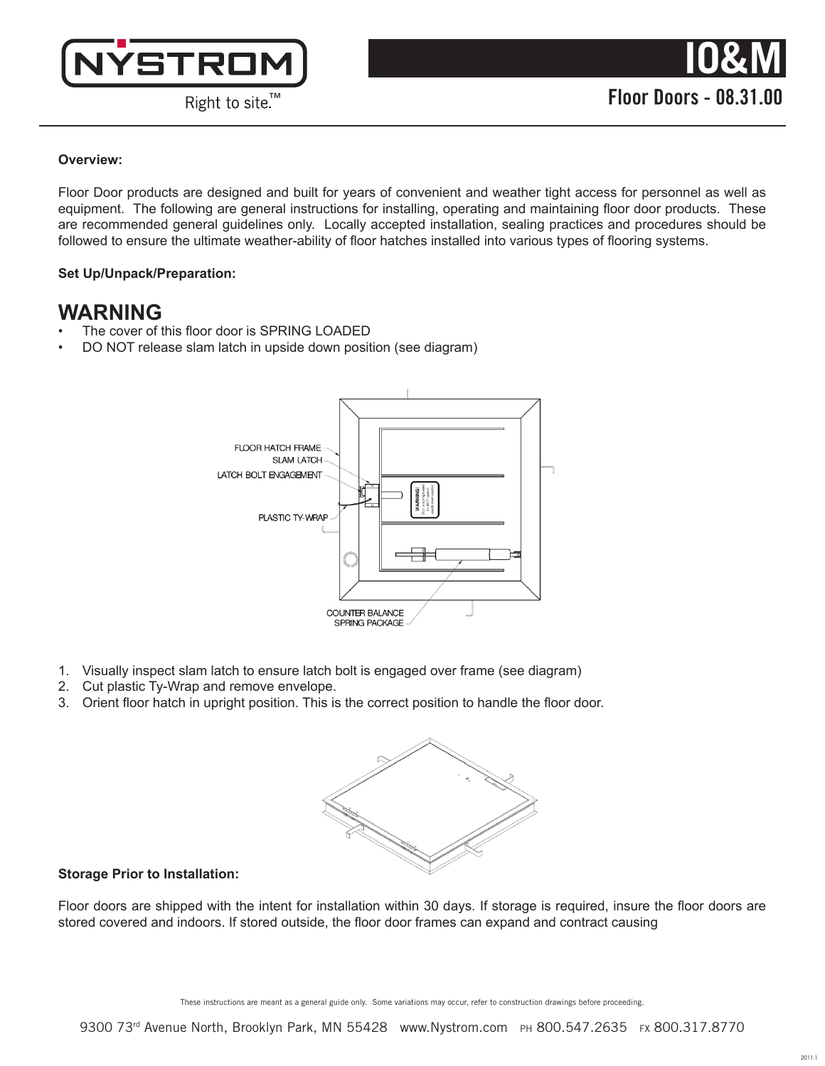# IO&M

## Floor Doors - 08.31.00

**Overview:**

Floor Door products are designed and built for years of convenient and weather tight access for personnel as well as equipment. The following are general instructions for installing, operating and maintaining floor door products. These are recommended general guidelines only. Locally accepted installation, sealing practices and procedures should be followed to ensure the ultimate weather-ability of floor hatches installed into various types of flooring systems.

**Set Up/Unpack/Preparation:**

## WARNING

- The cover of this floor door is SPRING LOADED
- DO NOT release slam latch in upside down position (see diagram)

FLOOR HATCH FRAME
SLAM LATCH
LATCH BOLT ENGAGEMENT
PLASTIC TY-WRAP
COUNTER BALANCE SPRING PACKAGE

1. Visually inspect slam latch to ensure latch bolt is engaged over frame (see diagram)
2. Cut plastic Ty-Wrap and remove envelope.
3. Orient floor hatch in upright position. This is the correct position to handle the floor door.

**Storage Prior to Installation:**

Floor doors are shipped with the intent for installation within 30 days. If storage is required, insure the floor doors are stored covered and indoors. If stored outside, the floor door frames can expand and contract causing

These instructions are meant as a general guide only. Some variations may occur, refer to construction drawings before proceeding.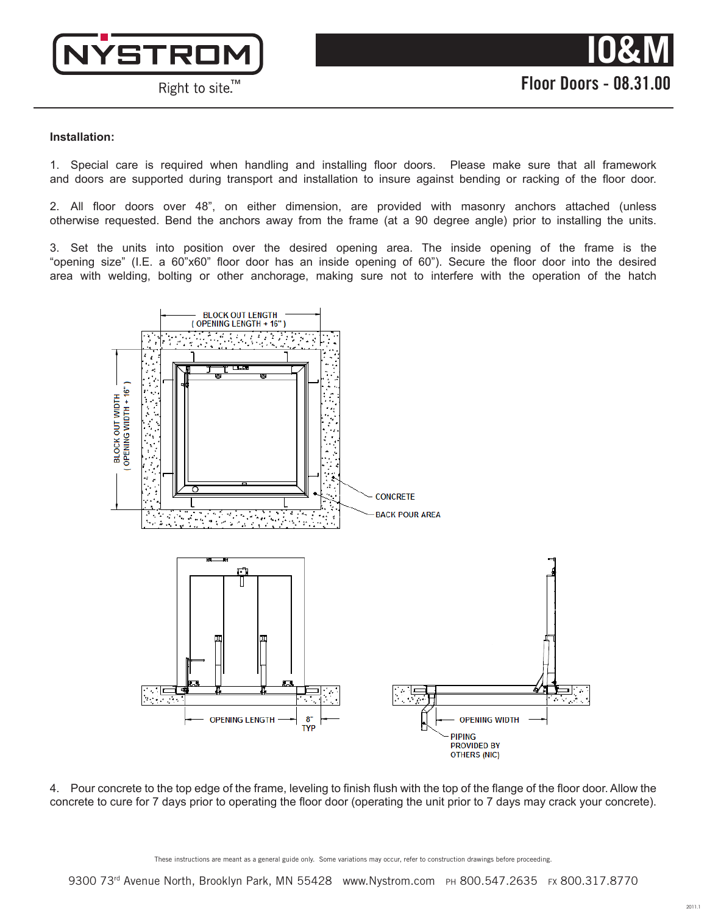**Installation:**

1. Special care is required when handling and installing floor doors. Please make sure that all framework and doors are supported during transport and installation to insure against bending or racking of the floor door.

2. All floor doors over 48", on either dimension, are provided with masonry anchors attached (unless otherwise requested. Bend the anchors away from the frame (at a 90 degree angle) prior to installing the units.

3. Set the units into position over the desired opening area. The inside opening of the frame is the "opening size" (I.E. a 60"x60" floor door has an inside opening of 60"). Secure the floor door into the desired area with welding, bolting or other anchorage, making sure not to interfere with the operation of the hatch

BLOCK OUT LENGTH ( OPENING LENGTH + 16" )

BLOCK OUT WIDTH ( OPENING WIDTH + 16" )

CONCRETE

BACK POUR AREA

OPENING LENGTH

8" TYP

OPENING WIDTH

PIPING PROVIDED BY OTHERS (NIC)

4. Pour concrete to the top edge of the frame, leveling to finish flush with the top of the flange of the floor door. Allow the concrete to cure for 7 days prior to operating the floor door (operating the unit prior to 7 days may crack your concrete).

These instructions are meant as a general guide only. Some variations may occur, refer to construction drawings before proceeding.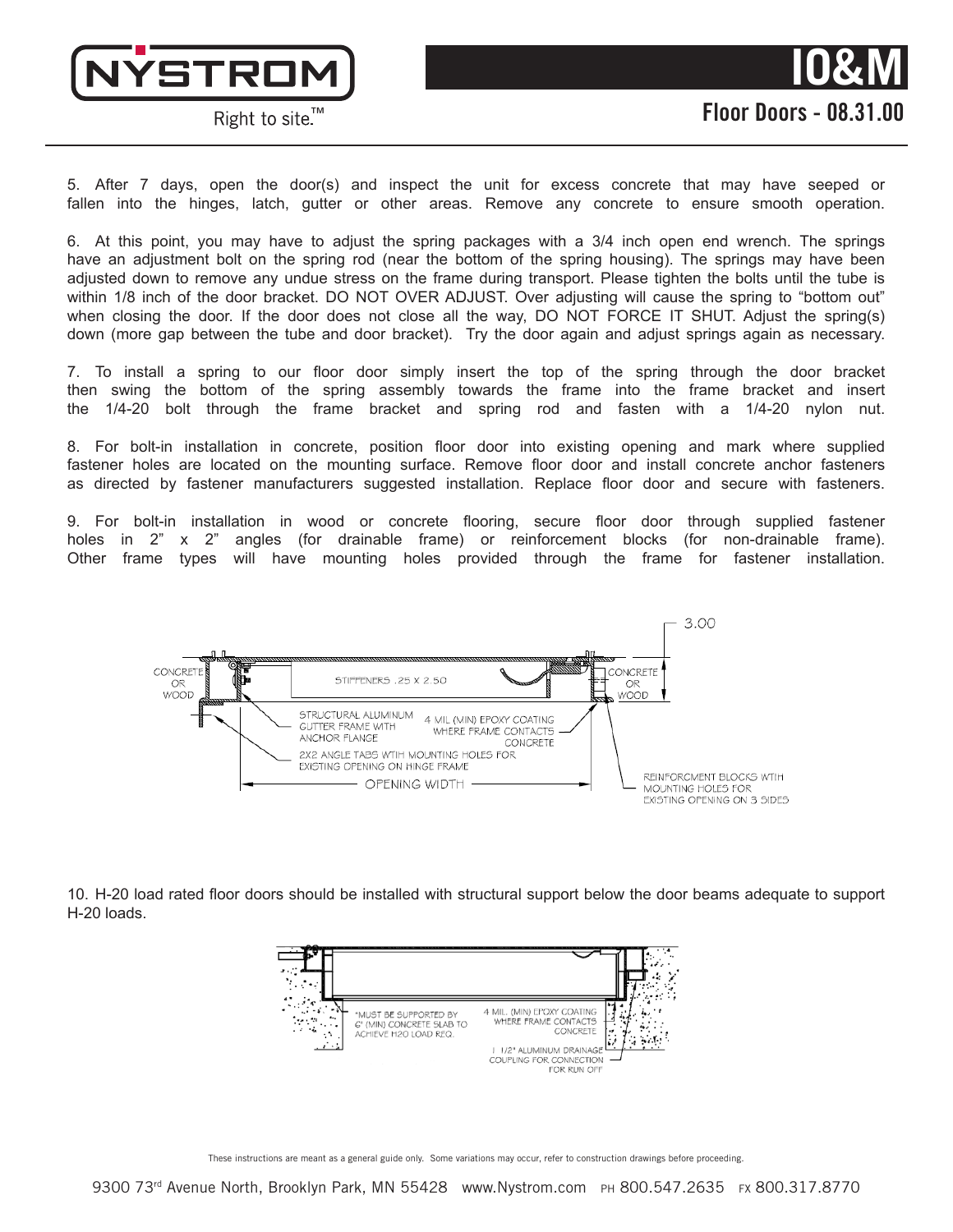5. After 7 days, open the door(s) and inspect the unit for excess concrete that may have seeped or fallen into the hinges, latch, gutter or other areas. Remove any concrete to ensure smooth operation.

6. At this point, you may have to adjust the spring packages with a 3/4 inch open end wrench. The springs have an adjustment bolt on the spring rod (near the bottom of the spring housing). The springs may have been adjusted down to remove any undue stress on the frame during transport. Please tighten the bolts until the tube is within 1/8 inch of the door bracket. DO NOT OVER ADJUST. Over adjusting will cause the spring to "bottom out" when closing the door. If the door does not close all the way, DO NOT FORCE IT SHUT. Adjust the spring(s) down (more gap between the tube and door bracket). Try the door again and adjust springs again as necessary.

7. To install a spring to our floor door simply insert the top of the spring through the door bracket then swing the bottom of the spring assembly towards the frame into the frame bracket and insert the 1/4-20 bolt through the frame bracket and spring rod and fasten with a 1/4-20 nylon nut.

8. For bolt-in installation in concrete, position floor door into existing opening and mark where supplied fastener holes are located on the mounting surface. Remove floor door and install concrete anchor fasteners as directed by fastener manufacturers suggested installation. Replace floor door and secure with fasteners.

9. For bolt-in installation in wood or concrete flooring, secure floor door through supplied fastener holes in 2" x 2" angles (for drainable frame) or reinforcement blocks (for non-drainable frame). Other frame types will have mounting holes provided through the frame for fastener installation.

3.00

CONCRETE OR WOOD

STIFFENERS .25 X 2.50

CONCRETE OR WOOD

STRUCTURAL ALUMINUM GUTTER FRAME WITH ANCHOR FLANGE

4 MIL (MIN) EPOXY COATING WHERE FRAME CONTACTS CONCRETE

2X2 ANGLE TABS WTIH MOUNTING HOLES FOR EXISTING OPENING ON HINGE FRAME

OPENING WIDTH

REINFORCMENT BLOCKS WTIH MOUNTING HOLES FOR EXISTING OPENING ON 3 SIDES

10. H-20 load rated floor doors should be installed with structural support below the door beams adequate to support H-20 loads.

*MUST BE SUPPORTED BY 6" (MIN) CONCRETE SLAB TO ACHIEVE H20 LOAD REQ.

4 MIL. (MIN) EPOXY COATING WHERE FRAME CONTACTS CONCRETE

1 1/2" ALUMINUM DRAINAGE COUPLING FOR CONNECTION FOR RUN OFF

These instructions are meant as a general guide only. Some variations may occur, refer to construction drawings before proceeding.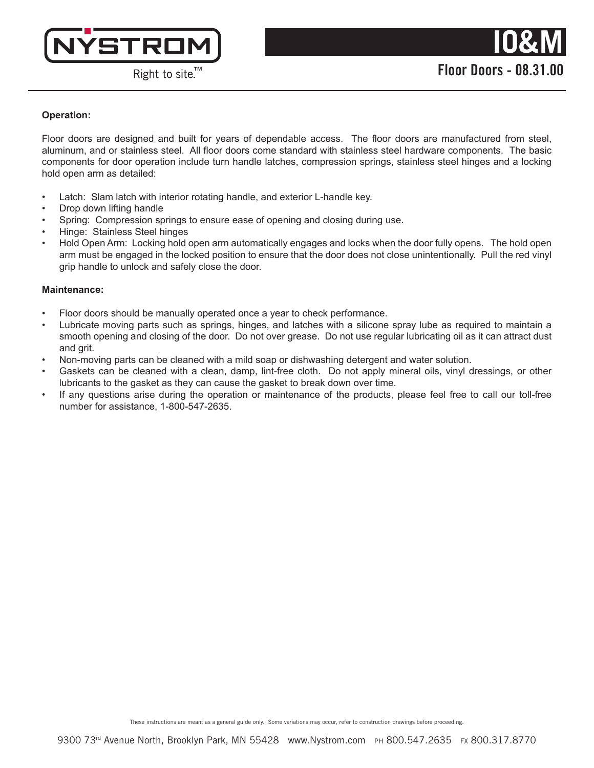NYSTROM

Right to site.™

# IO&M

## Floor Doors - 08.31.00

**Operation:**

Floor doors are designed and built for years of dependable access. The floor doors are manufactured from steel, aluminum, and or stainless steel. All floor doors come standard with stainless steel hardware components. The basic components for door operation include turn handle latches, compression springs, stainless steel hinges and a locking hold open arm as detailed:

- Latch: Slam latch with interior rotating handle, and exterior L-handle key.
- Drop down lifting handle
- Spring: Compression springs to ensure ease of opening and closing during use.
- Hinge: Stainless Steel hinges
- Hold Open Arm: Locking hold open arm automatically engages and locks when the door fully opens. The hold open arm must be engaged in the locked position to ensure that the door does not close unintentionally. Pull the red vinyl grip handle to unlock and safely close the door.

**Maintenance:**

- Floor doors should be manually operated once a year to check performance.
- Lubricate moving parts such as springs, hinges, and latches with a silicone spray lube as required to maintain a smooth opening and closing of the door. Do not over grease. Do not use regular lubricating oil as it can attract dust and grit.
- Non-moving parts can be cleaned with a mild soap or dishwashing detergent and water solution.
- Gaskets can be cleaned with a clean, damp, lint-free cloth. Do not apply mineral oils, vinyl dressings, or other lubricants to the gasket as they can cause the gasket to break down over time.
- If any questions arise during the operation or maintenance of the products, please feel free to call our toll-free number for assistance, 1-800-547-2635.

These instructions are meant as a general guide only. Some variations may occur, refer to construction drawings before proceeding.

9300 73rd Avenue North, Brooklyn Park, MN 55428 www.Nystrom.com PH 800.547.2635 FX 800.317.8770